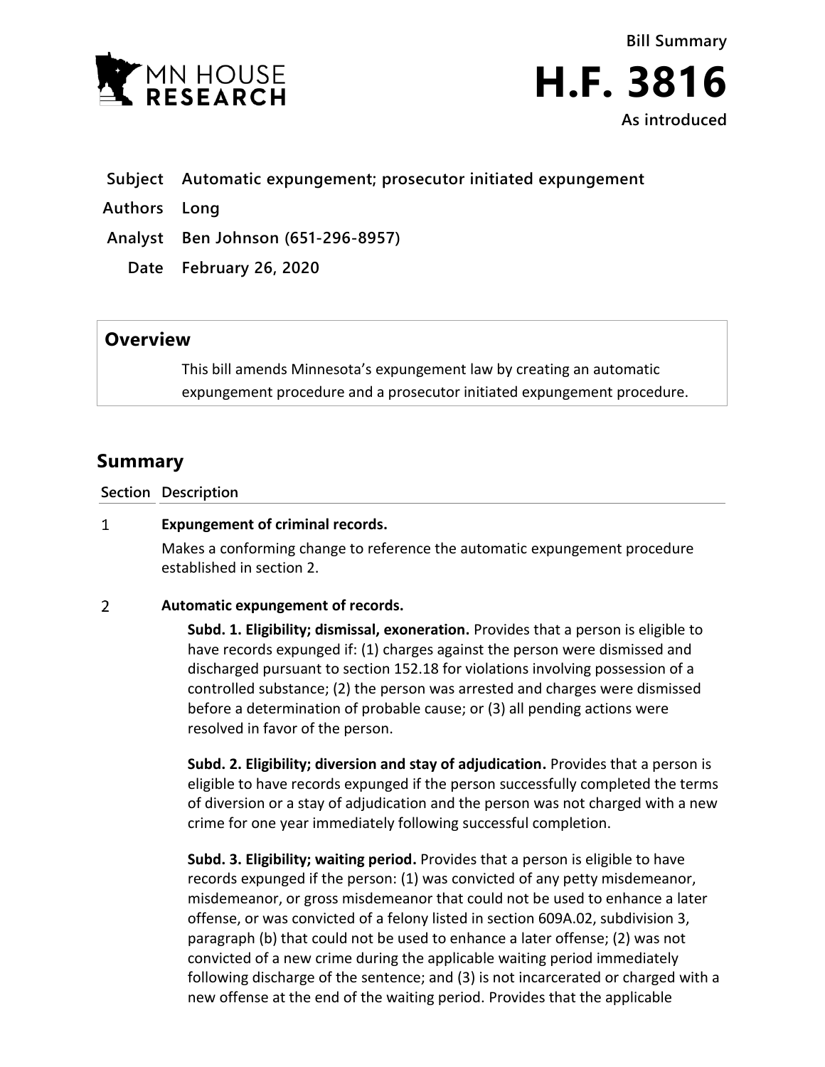MN HOUSE RESEARCH

**Bill Summary**

# H.F. 3816

**As introduced**

| | |
|---|---|
| **Subject** | **Automatic expungement; prosecutor initiated expungement** |
| **Authors** | **Long** |
| **Analyst** | **Ben Johnson (651-296-8957)** |
| **Date** | **February 26, 2020** |

## Overview

This bill amends Minnesota's expungement law by creating an automatic expungement procedure and a prosecutor initiated expungement procedure.

## Summary

| Section | Description |
|---|---|
| 1 | **Expungement of criminal records.** Makes a conforming change to reference the automatic expungement procedure established in section 2. |
| 2 | **Automatic expungement of records.** **Subd. 1. Eligibility; dismissal, exoneration.** Provides that a person is eligible to have records expunged if: (1) charges against the person were dismissed and discharged pursuant to section 152.18 for violations involving possession of a controlled substance; (2) the person was arrested and charges were dismissed before a determination of probable cause; or (3) all pending actions were resolved in favor of the person. **Subd. 2. Eligibility; diversion and stay of adjudication.** Provides that a person is eligible to have records expunged if the person successfully completed the terms of diversion or a stay of adjudication and the person was not charged with a new crime for one year immediately following successful completion. **Subd. 3. Eligibility; waiting period.** Provides that a person is eligible to have records expunged if the person: (1) was convicted of any petty misdemeanor, misdemeanor, or gross misdemeanor that could not be used to enhance a later offense, or was convicted of a felony listed in section 609A.02, subdivision 3, paragraph (b) that could not be used to enhance a later offense; (2) was not convicted of a new crime during the applicable waiting period immediately following discharge of the sentence; and (3) is not incarcerated or charged with a new offense at the end of the waiting period. Provides that the applicable |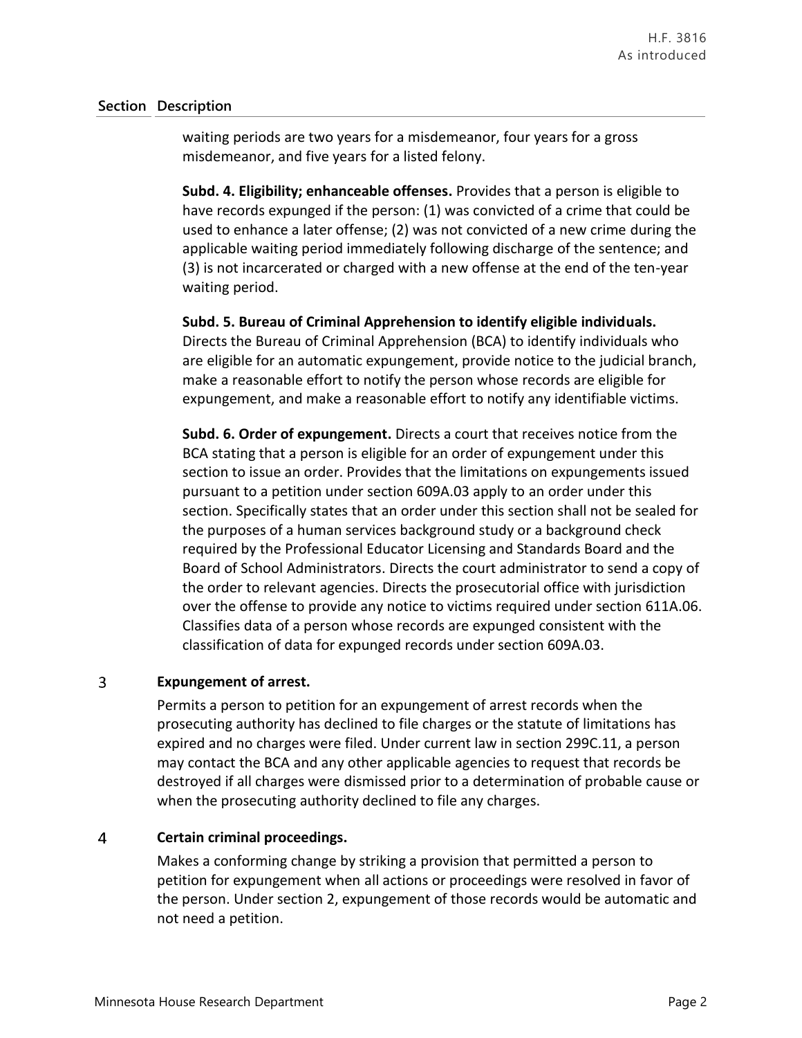| Section | Description |
|---|---|
| | waiting periods are two years for a misdemeanor, four years for a gross misdemeanor, and five years for a listed felony.<br><br>**Subd. 4. Eligibility; enhanceable offenses.** Provides that a person is eligible to have records expunged if the person: (1) was convicted of a crime that could be used to enhance a later offense; (2) was not convicted of a new crime during the applicable waiting period immediately following discharge of the sentence; and (3) is not incarcerated or charged with a new offense at the end of the ten-year waiting period.<br><br>**Subd. 5. Bureau of Criminal Apprehension to identify eligible individuals.** Directs the Bureau of Criminal Apprehension (BCA) to identify individuals who are eligible for an automatic expungement, provide notice to the judicial branch, make a reasonable effort to notify the person whose records are eligible for expungement, and make a reasonable effort to notify any identifiable victims.<br><br>**Subd. 6. Order of expungement.** Directs a court that receives notice from the BCA stating that a person is eligible for an order of expungement under this section to issue an order. Provides that the limitations on expungements issued pursuant to a petition under section 609A.03 apply to an order under this section. Specifically states that an order under this section shall not be sealed for the purposes of a human services background study or a background check required by the Professional Educator Licensing and Standards Board and the Board of School Administrators. Directs the court administrator to send a copy of the order to relevant agencies. Directs the prosecutorial office with jurisdiction over the offense to provide any notice to victims required under section 611A.06. Classifies data of a person whose records are expunged consistent with the classification of data for expunged records under section 609A.03. |
| 3 | **Expungement of arrest.**<br><br>Permits a person to petition for an expungement of arrest records when the prosecuting authority has declined to file charges or the statute of limitations has expired and no charges were filed. Under current law in section 299C.11, a person may contact the BCA and any other applicable agencies to request that records be destroyed if all charges were dismissed prior to a determination of probable cause or when the prosecuting authority declined to file any charges. |
| 4 | **Certain criminal proceedings.**<br><br>Makes a conforming change by striking a provision that permitted a person to petition for expungement when all actions or proceedings were resolved in favor of the person. Under section 2, expungement of those records would be automatic and not need a petition. |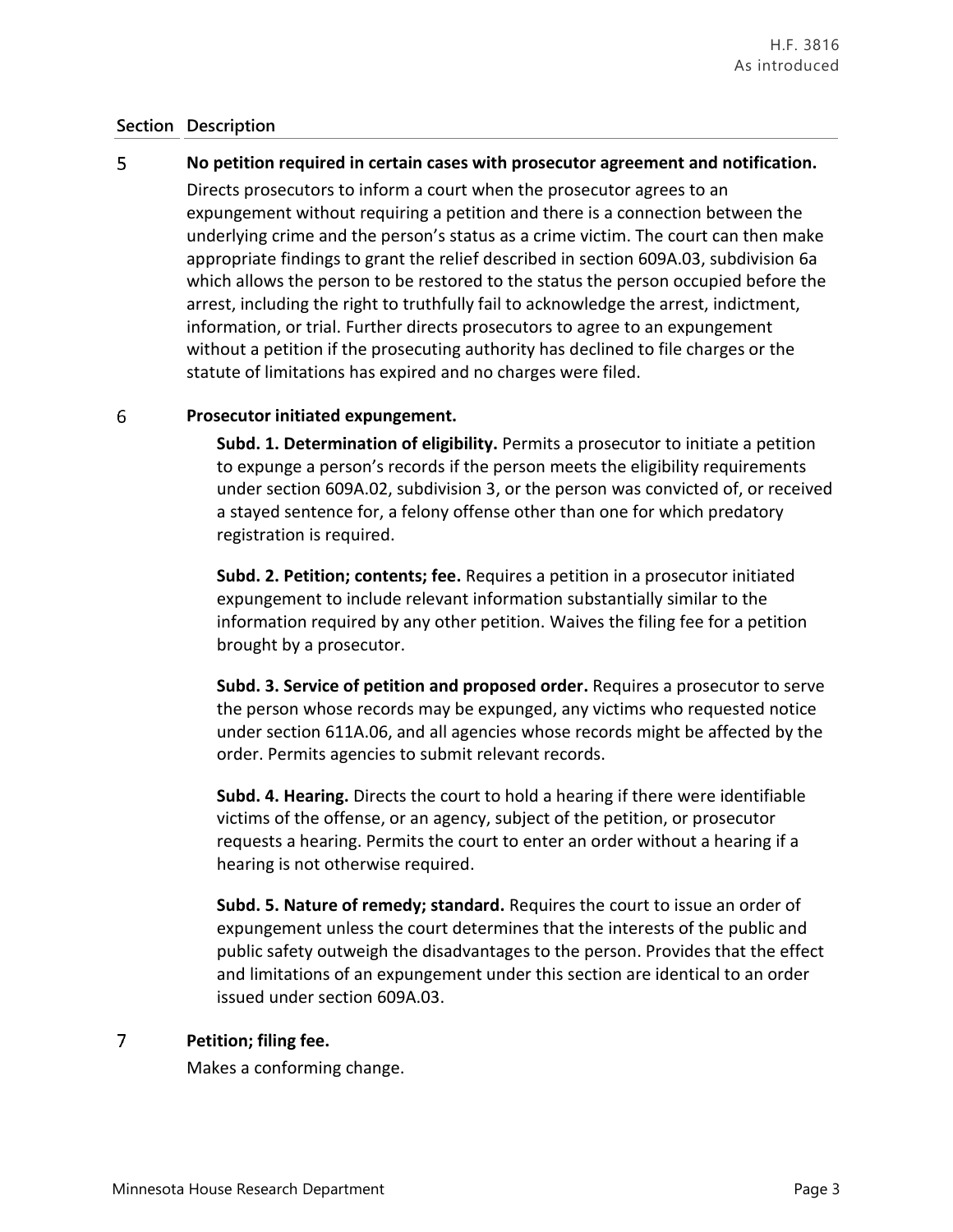| Section | Description |
|---|---|
| 5 | **No petition required in certain cases with prosecutor agreement and notification.** Directs prosecutors to inform a court when the prosecutor agrees to an expungement without requiring a petition and there is a connection between the underlying crime and the person's status as a crime victim. The court can then make appropriate findings to grant the relief described in section 609A.03, subdivision 6a which allows the person to be restored to the status the person occupied before the arrest, including the right to truthfully fail to acknowledge the arrest, indictment, information, or trial. Further directs prosecutors to agree to an expungement without a petition if the prosecuting authority has declined to file charges or the statute of limitations has expired and no charges were filed. |
| 6 | **Prosecutor initiated expungement.**<br><br>**Subd. 1. Determination of eligibility.** Permits a prosecutor to initiate a petition to expunge a person's records if the person meets the eligibility requirements under section 609A.02, subdivision 3, or the person was convicted of, or received a stayed sentence for, a felony offense other than one for which predatory registration is required.<br><br>**Subd. 2. Petition; contents; fee.** Requires a petition in a prosecutor initiated expungement to include relevant information substantially similar to the information required by any other petition. Waives the filing fee for a petition brought by a prosecutor.<br><br>**Subd. 3. Service of petition and proposed order.** Requires a prosecutor to serve the person whose records may be expunged, any victims who requested notice under section 611A.06, and all agencies whose records might be affected by the order. Permits agencies to submit relevant records.<br><br>**Subd. 4. Hearing.** Directs the court to hold a hearing if there were identifiable victims of the offense, or an agency, subject of the petition, or prosecutor requests a hearing. Permits the court to enter an order without a hearing if a hearing is not otherwise required.<br><br>**Subd. 5. Nature of remedy; standard.** Requires the court to issue an order of expungement unless the court determines that the interests of the public and public safety outweigh the disadvantages to the person. Provides that the effect and limitations of an expungement under this section are identical to an order issued under section 609A.03. |
| 7 | **Petition; filing fee.**<br><br>Makes a conforming change. |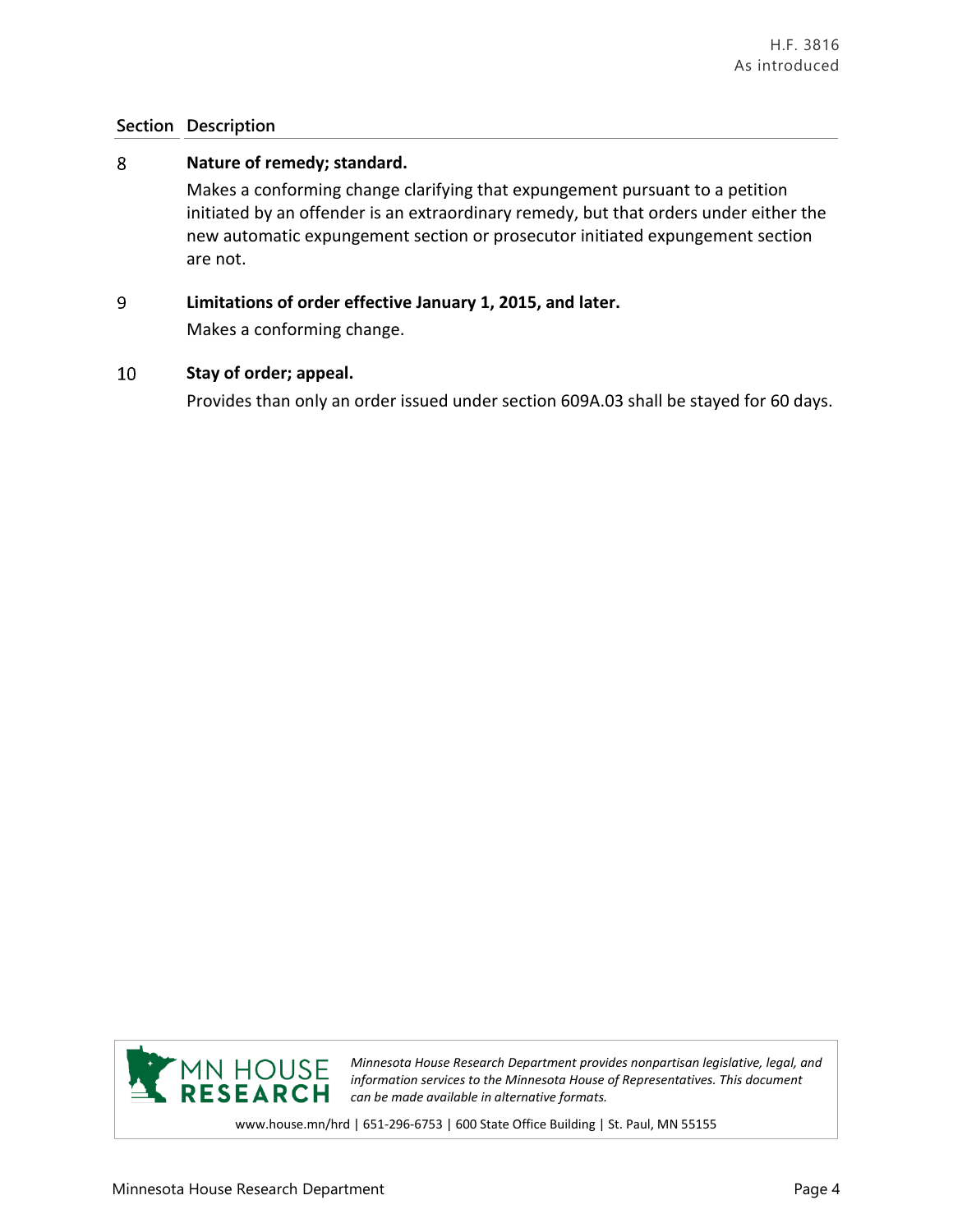| Section | Description |
| --- | --- |
| 8 | **Nature of remedy; standard.** Makes a conforming change clarifying that expungement pursuant to a petition initiated by an offender is an extraordinary remedy, but that orders under either the new automatic expungement section or prosecutor initiated expungement section are not. |
| 9 | **Limitations of order effective January 1, 2015, and later.** Makes a conforming change. |
| 10 | **Stay of order; appeal.** Provides than only an order issued under section 609A.03 shall be stayed for 60 days. |

*Minnesota House Research Department provides nonpartisan legislative, legal, and information services to the Minnesota House of Representatives. This document can be made available in alternative formats.*

www.house.mn/hrd | 651-296-6753 | 600 State Office Building | St. Paul, MN 55155